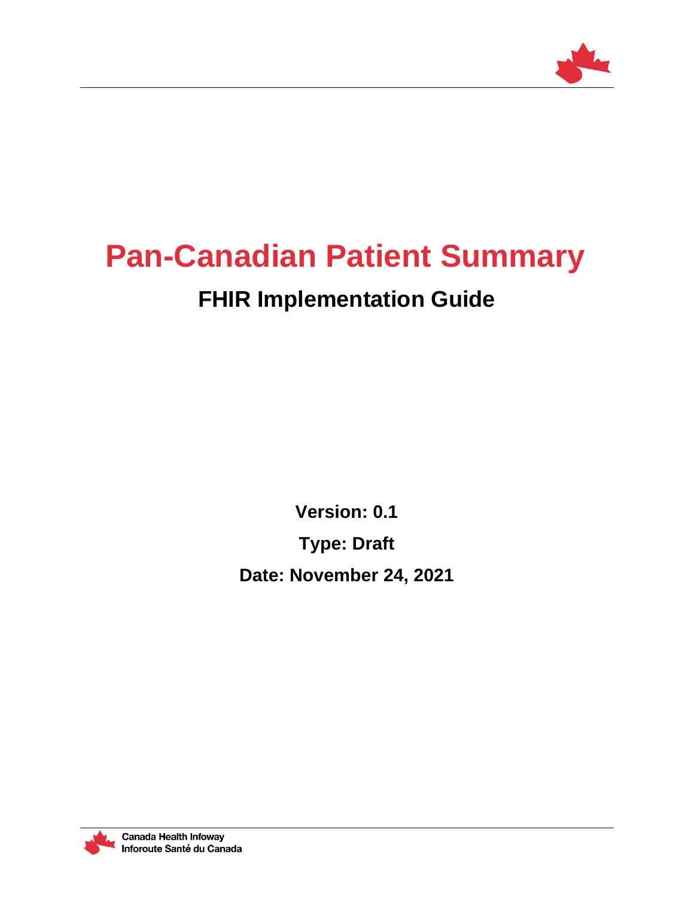# Pan-Canadian Patient Summary

## FHIR Implementation Guide

**Version: 0.1**

**Type: Draft**

**Date: November 24, 2021**

Canada Health Infoway
Inforoute Santé du Canada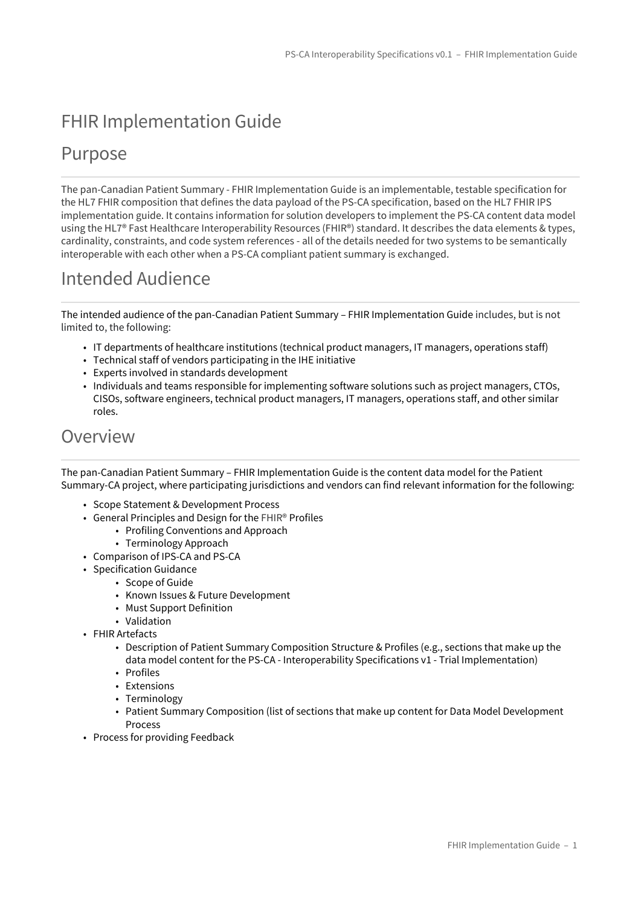# FHIR Implementation Guide

## Purpose

The pan-Canadian Patient Summary - FHIR Implementation Guide is an implementable, testable specification for the HL7 FHIR composition that defines the data payload of the PS-CA specification, based on the HL7 FHIR IPS implementation guide. It contains information for solution developers to implement the PS-CA content data model using the HL7® Fast Healthcare Interoperability Resources (FHIR®) standard. It describes the data elements & types, cardinality, constraints, and code system references - all of the details needed for two systems to be semantically interoperable with each other when a PS-CA compliant patient summary is exchanged.

## Intended Audience

The intended audience of the pan-Canadian Patient Summary – FHIR Implementation Guide includes, but is not limited to, the following:

- IT departments of healthcare institutions (technical product managers, IT managers, operations staff)
- Technical staff of vendors participating in the IHE initiative
- Experts involved in standards development
- Individuals and teams responsible for implementing software solutions such as project managers, CTOs, CISOs, software engineers, technical product managers, IT managers, operations staff, and other similar roles.

## Overview

The pan-Canadian Patient Summary – FHIR Implementation Guide is the content data model for the Patient Summary-CA project, where participating jurisdictions and vendors can find relevant information for the following:

- Scope Statement & Development Process
- General Principles and Design for the FHIR® Profiles
  - Profiling Conventions and Approach
  - Terminology Approach
- Comparison of IPS-CA and PS-CA
- Specification Guidance
  - Scope of Guide
  - Known Issues & Future Development
  - Must Support Definition
  - Validation
- FHIR Artefacts
  - Description of Patient Summary Composition Structure & Profiles (e.g., sections that make up the data model content for the PS-CA - Interoperability Specifications v1 - Trial Implementation)
  - Profiles
  - Extensions
  - Terminology
  - Patient Summary Composition (list of sections that make up content for Data Model Development Process
- Process for providing Feedback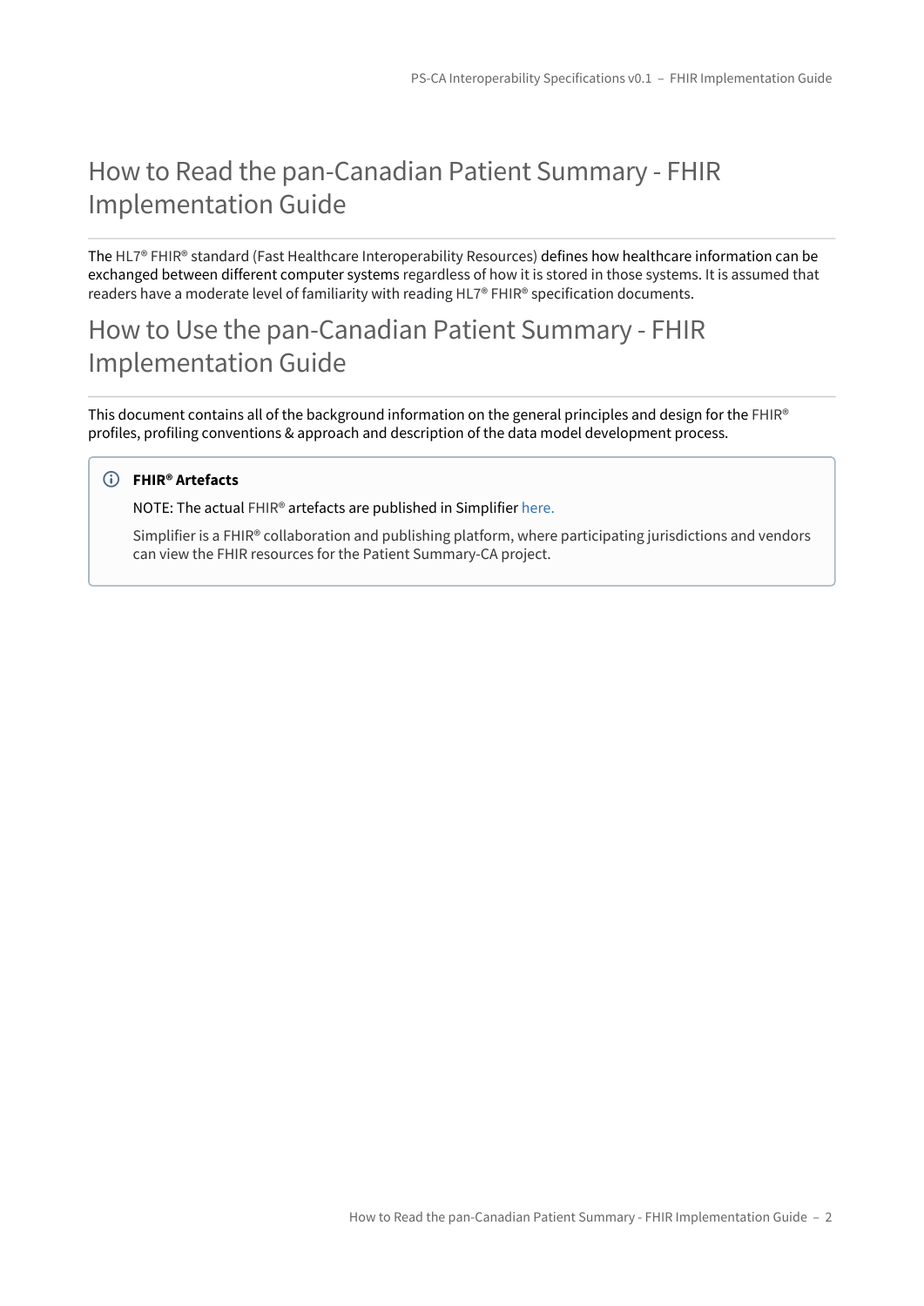# How to Read the pan-Canadian Patient Summary - FHIR Implementation Guide

The HL7® FHIR® standard (Fast Healthcare Interoperability Resources) defines how healthcare information can be exchanged between different computer systems regardless of how it is stored in those systems. It is assumed that readers have a moderate level of familiarity with reading HL7® FHIR® specification documents.

# How to Use the pan-Canadian Patient Summary - FHIR Implementation Guide

This document contains all of the background information on the general principles and design for the FHIR® profiles, profiling conventions & approach and description of the data model development process.

> **FHIR® Artefacts**
>
> NOTE: The actual FHIR® artefacts are published in Simplifier here.
>
> Simplifier is a FHIR® collaboration and publishing platform, where participating jurisdictions and vendors can view the FHIR resources for the Patient Summary-CA project.